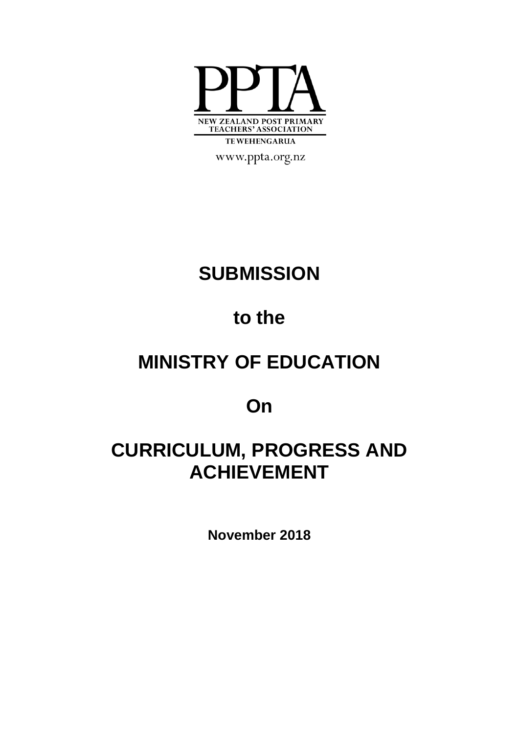PPTA

NEW ZEALAND POST PRIMARY TEACHERS' ASSOCIATION

TE WEHENGARUA

www.ppta.org.nz

# SUBMISSION

# to the

# MINISTRY OF EDUCATION

# On

# CURRICULUM, PROGRESS AND ACHIEVEMENT

**November 2018**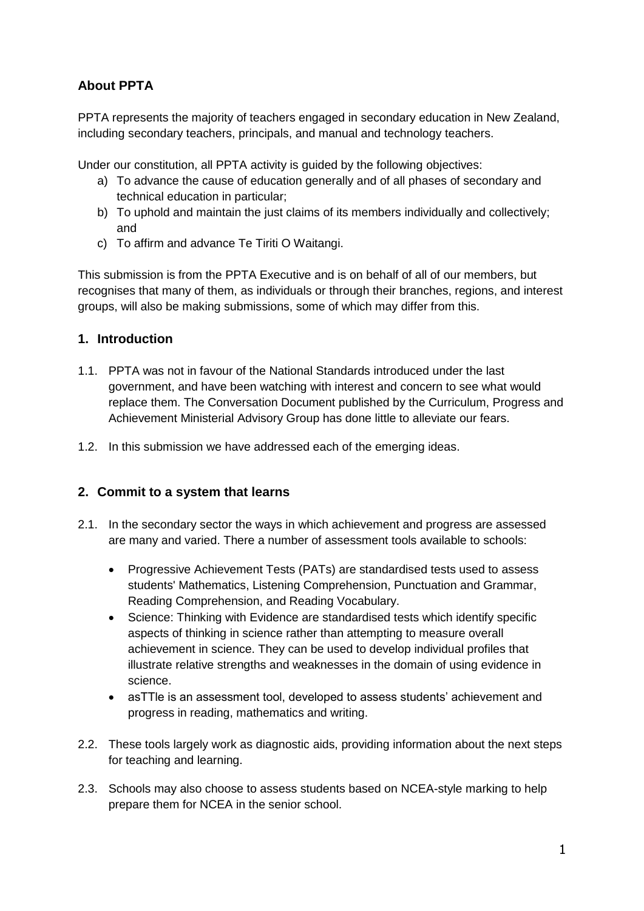## About PPTA

PPTA represents the majority of teachers engaged in secondary education in New Zealand, including secondary teachers, principals, and manual and technology teachers.

Under our constitution, all PPTA activity is guided by the following objectives:

a) To advance the cause of education generally and of all phases of secondary and technical education in particular;
b) To uphold and maintain the just claims of its members individually and collectively; and
c) To affirm and advance Te Tiriti O Waitangi.

This submission is from the PPTA Executive and is on behalf of all of our members, but recognises that many of them, as individuals or through their branches, regions, and interest groups, will also be making submissions, some of which may differ from this.

## 1. Introduction

1.1. PPTA was not in favour of the National Standards introduced under the last government, and have been watching with interest and concern to see what would replace them. The Conversation Document published by the Curriculum, Progress and Achievement Ministerial Advisory Group has done little to alleviate our fears.

1.2. In this submission we have addressed each of the emerging ideas.

## 2. Commit to a system that learns

2.1. In the secondary sector the ways in which achievement and progress are assessed are many and varied. There a number of assessment tools available to schools:

- Progressive Achievement Tests (PATs) are standardised tests used to assess students' Mathematics, Listening Comprehension, Punctuation and Grammar, Reading Comprehension, and Reading Vocabulary.
- Science: Thinking with Evidence are standardised tests which identify specific aspects of thinking in science rather than attempting to measure overall achievement in science. They can be used to develop individual profiles that illustrate relative strengths and weaknesses in the domain of using evidence in science.
- asTTle is an assessment tool, developed to assess students' achievement and progress in reading, mathematics and writing.

2.2. These tools largely work as diagnostic aids, providing information about the next steps for teaching and learning.

2.3. Schools may also choose to assess students based on NCEA-style marking to help prepare them for NCEA in the senior school.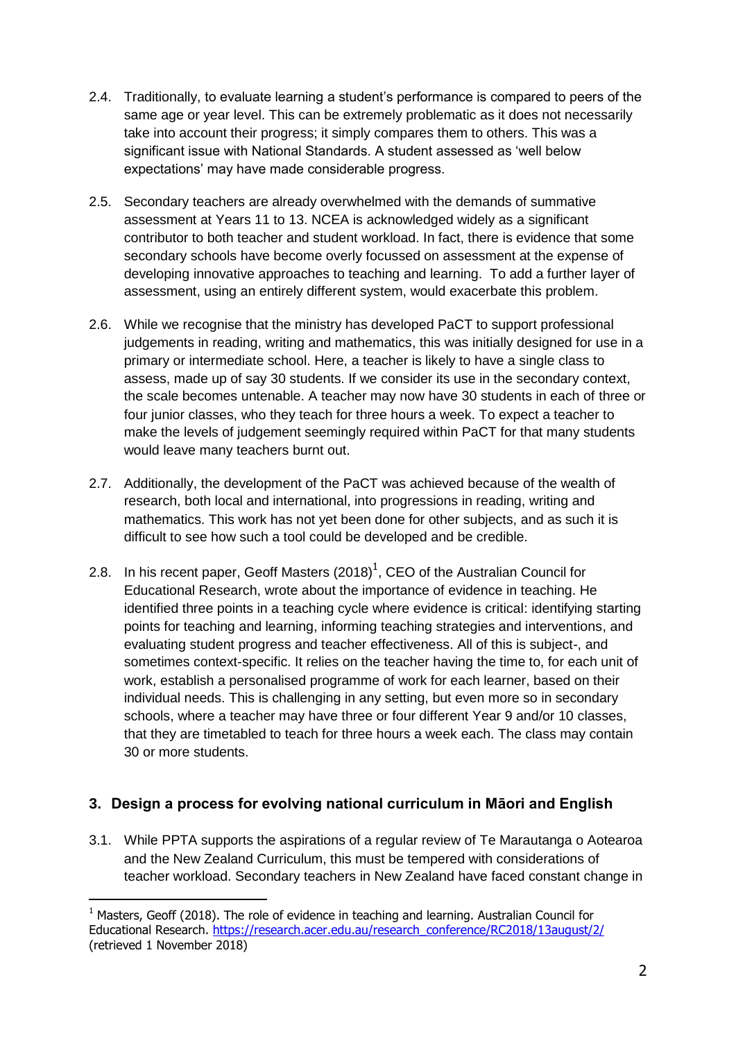2.4. Traditionally, to evaluate learning a student's performance is compared to peers of the same age or year level. This can be extremely problematic as it does not necessarily take into account their progress; it simply compares them to others. This was a significant issue with National Standards. A student assessed as 'well below expectations' may have made considerable progress.

2.5. Secondary teachers are already overwhelmed with the demands of summative assessment at Years 11 to 13. NCEA is acknowledged widely as a significant contributor to both teacher and student workload. In fact, there is evidence that some secondary schools have become overly focussed on assessment at the expense of developing innovative approaches to teaching and learning. To add a further layer of assessment, using an entirely different system, would exacerbate this problem.

2.6. While we recognise that the ministry has developed PaCT to support professional judgements in reading, writing and mathematics, this was initially designed for use in a primary or intermediate school. Here, a teacher is likely to have a single class to assess, made up of say 30 students. If we consider its use in the secondary context, the scale becomes untenable. A teacher may now have 30 students in each of three or four junior classes, who they teach for three hours a week. To expect a teacher to make the levels of judgement seemingly required within PaCT for that many students would leave many teachers burnt out.

2.7. Additionally, the development of the PaCT was achieved because of the wealth of research, both local and international, into progressions in reading, writing and mathematics. This work has not yet been done for other subjects, and as such it is difficult to see how such a tool could be developed and be credible.

2.8. In his recent paper, Geoff Masters (2018)[1], CEO of the Australian Council for Educational Research, wrote about the importance of evidence in teaching. He identified three points in a teaching cycle where evidence is critical: identifying starting points for teaching and learning, informing teaching strategies and interventions, and evaluating student progress and teacher effectiveness. All of this is subject-, and sometimes context-specific. It relies on the teacher having the time to, for each unit of work, establish a personalised programme of work for each learner, based on their individual needs. This is challenging in any setting, but even more so in secondary schools, where a teacher may have three or four different Year 9 and/or 10 classes, that they are timetabled to teach for three hours a week each. The class may contain 30 or more students.

## 3. Design a process for evolving national curriculum in Māori and English

3.1. While PPTA supports the aspirations of a regular review of Te Marautanga o Aotearoa and the New Zealand Curriculum, this must be tempered with considerations of teacher workload. Secondary teachers in New Zealand have faced constant change in

---

[1] Masters, Geoff (2018). The role of evidence in teaching and learning. Australian Council for Educational Research. https://research.acer.edu.au/research_conference/RC2018/13august/2/ (retrieved 1 November 2018)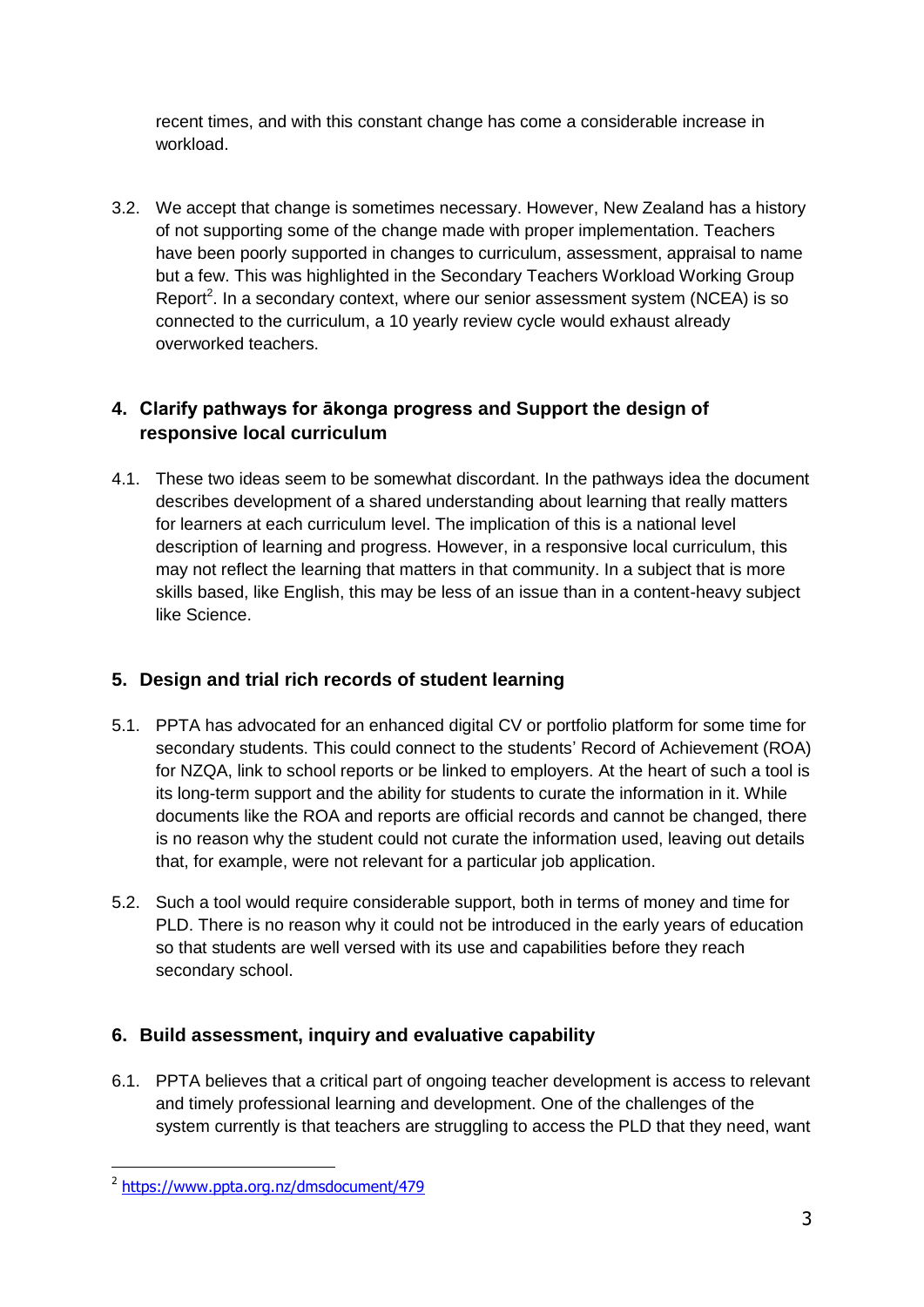recent times, and with this constant change has come a considerable increase in workload.

3.2. We accept that change is sometimes necessary. However, New Zealand has a history of not supporting some of the change made with proper implementation. Teachers have been poorly supported in changes to curriculum, assessment, appraisal to name but a few. This was highlighted in the Secondary Teachers Workload Working Group Report[2]. In a secondary context, where our senior assessment system (NCEA) is so connected to the curriculum, a 10 yearly review cycle would exhaust already overworked teachers.

## 4. Clarify pathways for ākonga progress and Support the design of responsive local curriculum

4.1. These two ideas seem to be somewhat discordant. In the pathways idea the document describes development of a shared understanding about learning that really matters for learners at each curriculum level. The implication of this is a national level description of learning and progress. However, in a responsive local curriculum, this may not reflect the learning that matters in that community. In a subject that is more skills based, like English, this may be less of an issue than in a content-heavy subject like Science.

## 5. Design and trial rich records of student learning

5.1. PPTA has advocated for an enhanced digital CV or portfolio platform for some time for secondary students. This could connect to the students' Record of Achievement (ROA) for NZQA, link to school reports or be linked to employers. At the heart of such a tool is its long-term support and the ability for students to curate the information in it. While documents like the ROA and reports are official records and cannot be changed, there is no reason why the student could not curate the information used, leaving out details that, for example, were not relevant for a particular job application.

5.2. Such a tool would require considerable support, both in terms of money and time for PLD. There is no reason why it could not be introduced in the early years of education so that students are well versed with its use and capabilities before they reach secondary school.

## 6. Build assessment, inquiry and evaluative capability

6.1. PPTA believes that a critical part of ongoing teacher development is access to relevant and timely professional learning and development. One of the challenges of the system currently is that teachers are struggling to access the PLD that they need, want

[2] https://www.ppta.org.nz/dmsdocument/479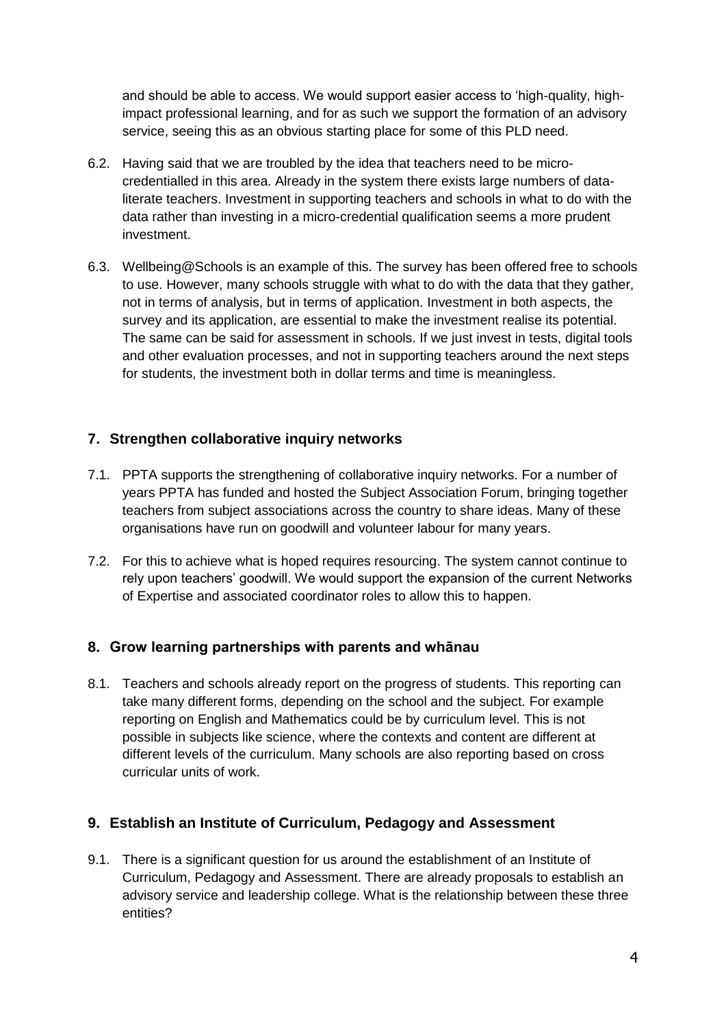and should be able to access. We would support easier access to 'high-quality, high-impact professional learning, and for as such we support the formation of an advisory service, seeing this as an obvious starting place for some of this PLD need.

6.2. Having said that we are troubled by the idea that teachers need to be micro-credentialled in this area. Already in the system there exists large numbers of data-literate teachers. Investment in supporting teachers and schools in what to do with the data rather than investing in a micro-credential qualification seems a more prudent investment.

6.3. Wellbeing@Schools is an example of this. The survey has been offered free to schools to use. However, many schools struggle with what to do with the data that they gather, not in terms of analysis, but in terms of application. Investment in both aspects, the survey and its application, are essential to make the investment realise its potential. The same can be said for assessment in schools. If we just invest in tests, digital tools and other evaluation processes, and not in supporting teachers around the next steps for students, the investment both in dollar terms and time is meaningless.

## 7. Strengthen collaborative inquiry networks

7.1. PPTA supports the strengthening of collaborative inquiry networks. For a number of years PPTA has funded and hosted the Subject Association Forum, bringing together teachers from subject associations across the country to share ideas. Many of these organisations have run on goodwill and volunteer labour for many years.

7.2. For this to achieve what is hoped requires resourcing. The system cannot continue to rely upon teachers' goodwill. We would support the expansion of the current Networks of Expertise and associated coordinator roles to allow this to happen.

## 8. Grow learning partnerships with parents and whānau

8.1. Teachers and schools already report on the progress of students. This reporting can take many different forms, depending on the school and the subject. For example reporting on English and Mathematics could be by curriculum level. This is not possible in subjects like science, where the contexts and content are different at different levels of the curriculum. Many schools are also reporting based on cross curricular units of work.

## 9. Establish an Institute of Curriculum, Pedagogy and Assessment

9.1. There is a significant question for us around the establishment of an Institute of Curriculum, Pedagogy and Assessment. There are already proposals to establish an advisory service and leadership college. What is the relationship between these three entities?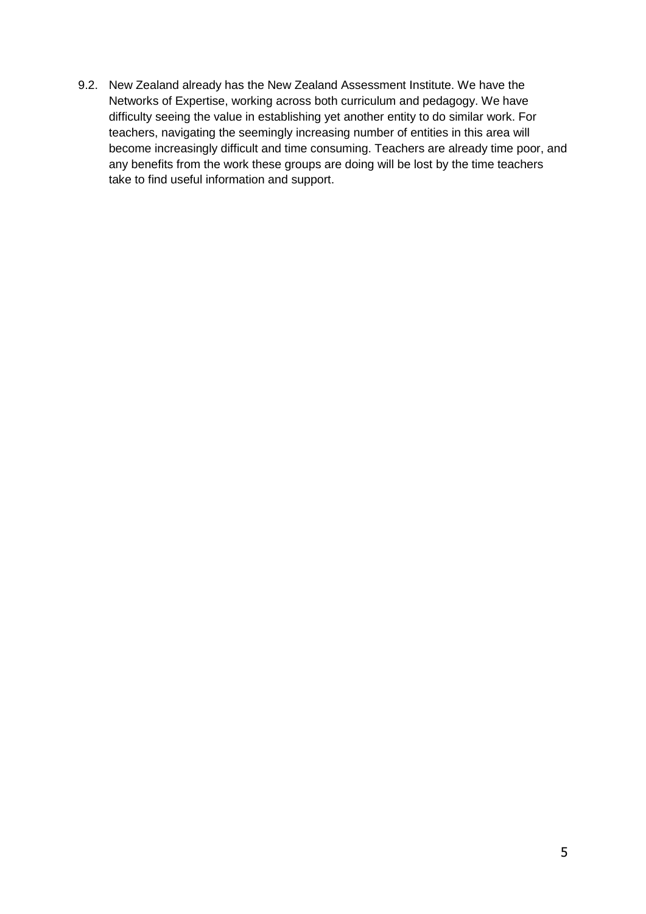9.2. New Zealand already has the New Zealand Assessment Institute. We have the Networks of Expertise, working across both curriculum and pedagogy. We have difficulty seeing the value in establishing yet another entity to do similar work. For teachers, navigating the seemingly increasing number of entities in this area will become increasingly difficult and time consuming. Teachers are already time poor, and any benefits from the work these groups are doing will be lost by the time teachers take to find useful information and support.